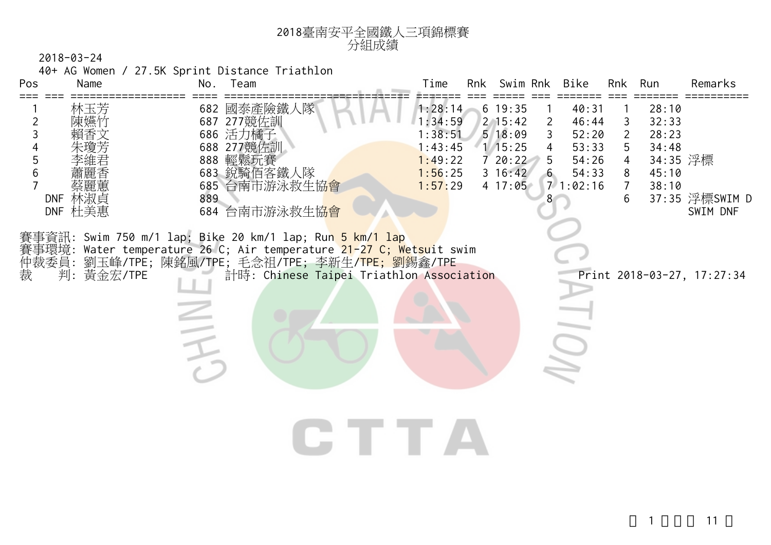# 2018臺南安平全國鐵人三項錦標賽
## 分組成績

2018-03-24

40+ AG Women / 27.5K Sprint Distance Triathlon

| Pos | | Name | No. | Team | Time | Rnk | Swim | Rnk | Bike | Rnk | Run | Remarks |
|---|---|---|---|---|---|---|---|---|---|---|---|---|
| 1 | | 林玉芳 | 682 | 國泰產險鐵人隊 | 1:28:14 | 6 | 19:35 | 1 | 40:31 | 1 | 28:10 | |
| 2 | | 陳嬿竹 | 687 | 277競佐訓 | 1:34:59 | 2 | 15:42 | 2 | 46:44 | 3 | 32:33 | |
| 3 | | 賴香文 | 686 | 活力橘子 | 1:38:51 | 5 | 18:09 | 3 | 52:20 | 2 | 28:23 | |
| 4 | | 朱瓊芳 | 688 | 277競佐訓 | 1:43:45 | 1 | 15:25 | 4 | 53:33 | 5 | 34:48 | |
| 5 | | 李維君 | 888 | 輕鬆玩賽 | 1:49:22 | 7 | 20:22 | 5 | 54:26 | 4 | 34:35 | 浮標 |
| 6 | | 蕭麗香 | 683 | 銳騎佰客鐵人隊 | 1:56:25 | 3 | 16:42 | 6 | 54:33 | 8 | 45:10 | |
| 7 | | 蔡麗蕙 | 685 | 台南市游泳救生協會 | 1:57:29 | 4 | 17:05 | 7 | 1:02:16 | 7 | 38:10 | |
| | DNF | 林淑貞 | 889 | | | | | 8 | | 6 | 37:35 | 浮標SWIM D |
| | DNF | 杜美惠 | 684 | 台南市游泳救生協會 | | | | | | | | SWIM DNF |

賽事資訊: Swim 750 m/1 lap; Bike 20 km/1 lap; Run 5 km/1 lap
賽事環境: Water temperature 26 C; Air temperature 21-27 C; Wetsuit swim
仲裁委員: 劉玉峰/TPE; 陳銘風/TPE; 毛念祖/TPE; 李新生/TPE; 劉錫鑫/TPE
裁　　判: 黃金宏/TPE　　計時: Chinese Taipei Triathlon Association　　Print 2018-03-27, 17:27:34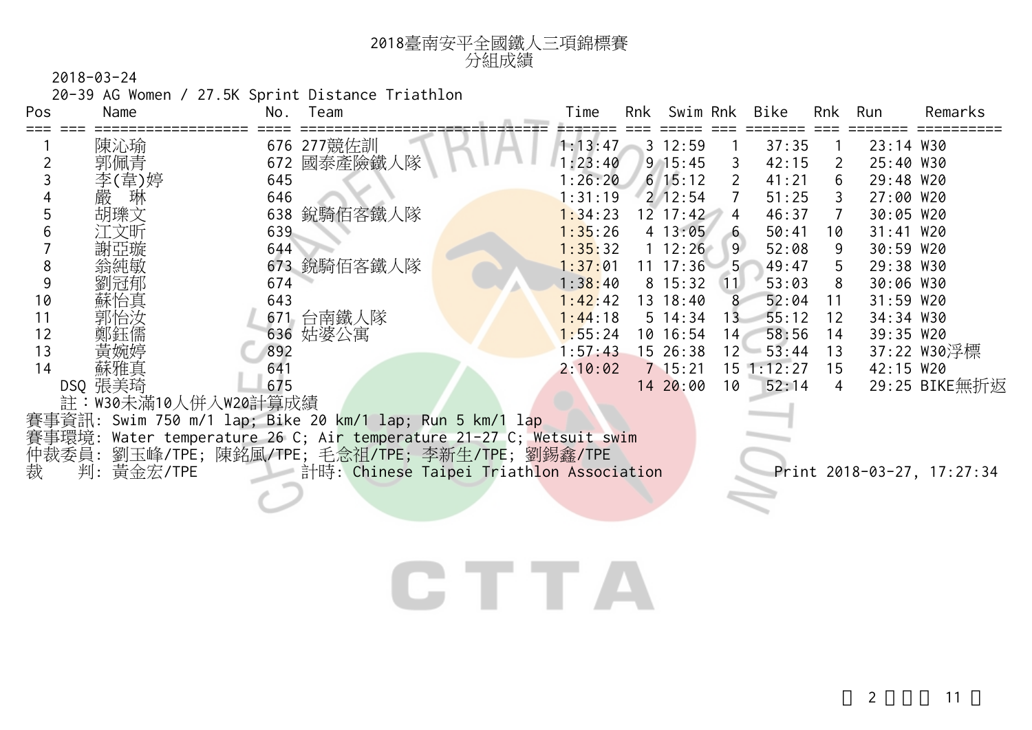# 2018臺南安平全國鐵人三項錦標賽
## 分組成績

2018-03-24

20-39 AG Women / 27.5K Sprint Distance Triathlon

| Pos | | Name | No. | Team | Time | Rnk | Swim | Rnk | Bike | Rnk | Run | Remarks |
|---|---|---|---|---|---|---|---|---|---|---|---|---|
| 1 | | 陳沁瑜 | 676 | 277競佐訓 | 1:13:47 | 3 | 12:59 | 1 | 37:35 | 1 | 23:14 | W30 |
| 2 | | 郭佩青 | 672 | 國泰產險鐵人隊 | 1:23:40 | 9 | 15:45 | 3 | 42:15 | 2 | 25:40 | W30 |
| 3 | | 李(韋)婷 | 645 | | 1:26:20 | 6 | 15:12 | 2 | 41:21 | 6 | 29:48 | W20 |
| 4 | | 嚴　琳 | 646 | | 1:31:19 | 2 | 12:54 | 7 | 51:25 | 3 | 27:00 | W20 |
| 5 | | 胡瓅文 | 638 | 銳騎佰客鐵人隊 | 1:34:23 | 12 | 17:42 | 4 | 46:37 | 7 | 30:05 | W20 |
| 6 | | 江文昕 | 639 | | 1:35:26 | 4 | 13:05 | 6 | 50:41 | 10 | 31:41 | W20 |
| 7 | | 謝亞璇 | 644 | | 1:35:32 | 1 | 12:26 | 9 | 52:08 | 9 | 30:59 | W20 |
| 8 | | 翁純敏 | 673 | 銳騎佰客鐵人隊 | 1:37:01 | 11 | 17:36 | 5 | 49:47 | 5 | 29:38 | W30 |
| 9 | | 劉冠郁 | 674 | | 1:38:40 | 8 | 15:32 | 11 | 53:03 | 8 | 30:06 | W30 |
| 10 | | 蘇怡真 | 643 | | 1:42:42 | 13 | 18:40 | 8 | 52:04 | 11 | 31:59 | W20 |
| 11 | | 郭怡汝 | 671 | 台南鐵人隊 | 1:44:18 | 5 | 14:34 | 13 | 55:12 | 12 | 34:34 | W30 |
| 12 | | 鄭鈺儒 | 636 | 姑婆公寓 | 1:55:24 | 10 | 16:54 | 14 | 58:56 | 14 | 39:35 | W20 |
| 13 | | 黃婉婷 | 892 | | 1:57:43 | 15 | 26:38 | 12 | 53:44 | 13 | 37:22 | W30浮標 |
| 14 | | 蘇雅真 | 641 | | 2:10:02 | 7 | 15:21 | 15 | 1:12:27 | 15 | 42:15 | W20 |
| | DSQ | 張美琦 | 675 | | | 14 | 20:00 | 10 | 52:14 | 4 | 29:25 | BIKE無折返 |

註：W30未滿10人併入W20計算成績

賽事資訊: Swim 750 m/1 lap; Bike 20 km/1 lap; Run 5 km/1 lap

賽事環境: Water temperature 26 C; Air temperature 21-27 C; Wetsuit swim

仲裁委員: 劉玉峰/TPE; 陳銘風/TPE; 毛念祖/TPE; 李新生/TPE; 劉錫鑫/TPE

裁　判: 黃金宏/TPE　　計時: Chinese Taipei Triathlon Association　　Print 2018-03-27, 17:27:34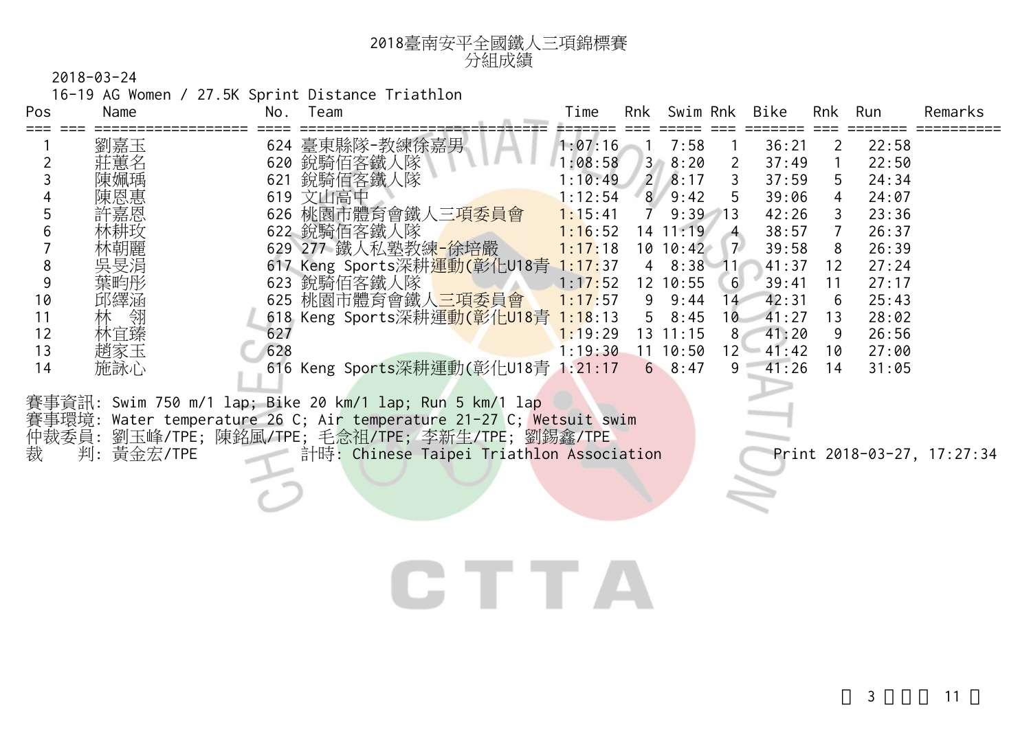# 2018臺南安平全國鐵人三項錦標賽
## 分組成績

2018-03-24

16-19 AG Women / 27.5K Sprint Distance Triathlon

| Pos | Name | No. | Team | Time | Rnk | Swim | Rnk | Bike | Rnk | Run | Remarks |
|---|---|---|---|---|---|---|---|---|---|---|---|
| 1 | 劉嘉玉 | 624 | 臺東縣隊-教練徐嘉男 | 1:07:16 | 1 | 7:58 | 1 | 36:21 | 2 | 22:58 | |
| 2 | 莊蕙名 | 620 | 銳騎佰客鐵人隊 | 1:08:58 | 3 | 8:20 | 2 | 37:49 | 1 | 22:50 | |
| 3 | 陳姵瑀 | 621 | 銳騎佰客鐵人隊 | 1:10:49 | 2 | 8:17 | 3 | 37:59 | 5 | 24:34 | |
| 4 | 陳恩惠 | 619 | 文山高中 | 1:12:54 | 8 | 9:42 | 5 | 39:06 | 4 | 24:07 | |
| 5 | 許嘉恩 | 626 | 桃園市體育會鐵人三項委員會 | 1:15:41 | 7 | 9:39 | 13 | 42:26 | 3 | 23:36 | |
| 6 | 林耕玟 | 622 | 銳騎佰客鐵人隊 | 1:16:52 | 14 | 11:19 | 4 | 38:57 | 7 | 26:37 | |
| 7 | 林朝麗 | 629 | 277 鐵人私塾教練-徐培嚴 | 1:17:18 | 10 | 10:42 | 7 | 39:58 | 8 | 26:39 | |
| 8 | 吳旻涓 | 617 | Keng Sports深耕運動(彰化U18青 | 1:17:37 | 4 | 8:38 | 11 | 41:37 | 12 | 27:24 | |
| 9 | 葉畇彤 | 623 | 銳騎佰客鐵人隊 | 1:17:52 | 12 | 10:55 | 6 | 39:41 | 11 | 27:17 | |
| 10 | 邱繹涵 | 625 | 桃園市體育會鐵人三項委員會 | 1:17:57 | 9 | 9:44 | 14 | 42:31 | 6 | 25:43 | |
| 11 | 林 翎 | 618 | Keng Sports深耕運動(彰化U18青 | 1:18:13 | 5 | 8:45 | 10 | 41:27 | 13 | 28:02 | |
| 12 | 林宜臻 | 627 | | 1:19:29 | 13 | 11:15 | 8 | 41:20 | 9 | 26:56 | |
| 13 | 趙家玉 | 628 | | 1:19:30 | 11 | 10:50 | 12 | 41:42 | 10 | 27:00 | |
| 14 | 施詠心 | 616 | Keng Sports深耕運動(彰化U18青 | 1:21:17 | 6 | 8:47 | 9 | 41:26 | 14 | 31:05 | |

賽事資訊: Swim 750 m/1 lap; Bike 20 km/1 lap; Run 5 km/1 lap

賽事環境: Water temperature 26 C; Air temperature 21-27 C; Wetsuit swim

仲裁委員: 劉玉峰/TPE; 陳銘風/TPE; 毛念祖/TPE; 李新生/TPE; 劉錫鑫/TPE

裁　判: 黃金宏/TPE　　計時: Chinese Taipei Triathlon Association　　Print 2018-03-27, 17:27:34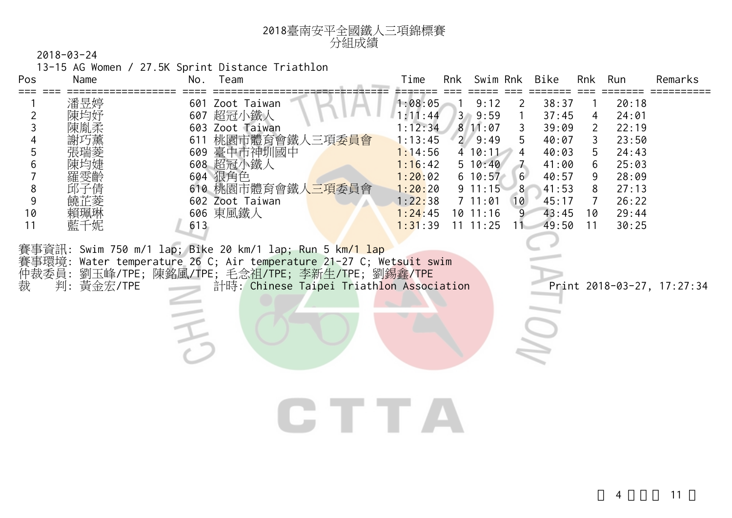# 2018臺南安平全國鐵人三項錦標賽
## 分組成績

2018-03-24

13-15 AG Women / 27.5K Sprint Distance Triathlon

| Pos | Name | No. | Team | Time | Rnk | Swim | Rnk | Bike | Rnk | Run | Remarks |
|---|---|---|---|---|---|---|---|---|---|---|---|
| 1 | 潘昱婷 | 601 | Zoot Taiwan | 1:08:05 | 1 | 9:12 | 2 | 38:37 | 1 | 20:18 | |
| 2 | 陳均妤 | 607 | 超冠小鐵人 | 1:11:44 | 3 | 9:59 | 1 | 37:45 | 4 | 24:01 | |
| 3 | 陳胤柔 | 603 | Zoot Taiwan | 1:12:34 | 8 | 11:07 | 3 | 39:09 | 2 | 22:19 | |
| 4 | 謝巧薰 | 611 | 桃園市體育會鐵人三項委員會 | 1:13:45 | 2 | 9:49 | 5 | 40:07 | 3 | 23:50 | |
| 5 | 張瑞菱 | 609 | 臺中市神圳國中 | 1:14:56 | 4 | 10:11 | 4 | 40:03 | 5 | 24:43 | |
| 6 | 陳均婕 | 608 | 超冠小鐵人 | 1:16:42 | 5 | 10:40 | 7 | 41:00 | 6 | 25:03 | |
| 7 | 羅雯齡 | 604 | 狠角色 | 1:20:02 | 6 | 10:57 | 6 | 40:57 | 9 | 28:09 | |
| 8 | 邱子倩 | 610 | 桃園市體育會鐵人三項委員會 | 1:20:20 | 9 | 11:15 | 8 | 41:53 | 8 | 27:13 | |
| 9 | 饒芷菱 | 602 | Zoot Taiwan | 1:22:38 | 7 | 11:01 | 10 | 45:17 | 7 | 26:22 | |
| 10 | 賴珮琳 | 606 | 東風鐵人 | 1:24:45 | 10 | 11:16 | 9 | 43:45 | 10 | 29:44 | |
| 11 | 藍千妮 | 613 | | 1:31:39 | 11 | 11:25 | 11 | 49:50 | 11 | 30:25 | |

賽事資訊: Swim 750 m/1 lap; Bike 20 km/1 lap; Run 5 km/1 lap  
賽事環境: Water temperature 26 C; Air temperature 21-27 C; Wetsuit swim  
仲裁委員: 劉玉峰/TPE; 陳銘風/TPE; 毛念祖/TPE; 李新生/TPE; 劉錫鑫/TPE  
裁　判: 黃金宏/TPE　　計時: Chinese Taipei Triathlon Association　　Print 2018-03-27, 17:27:34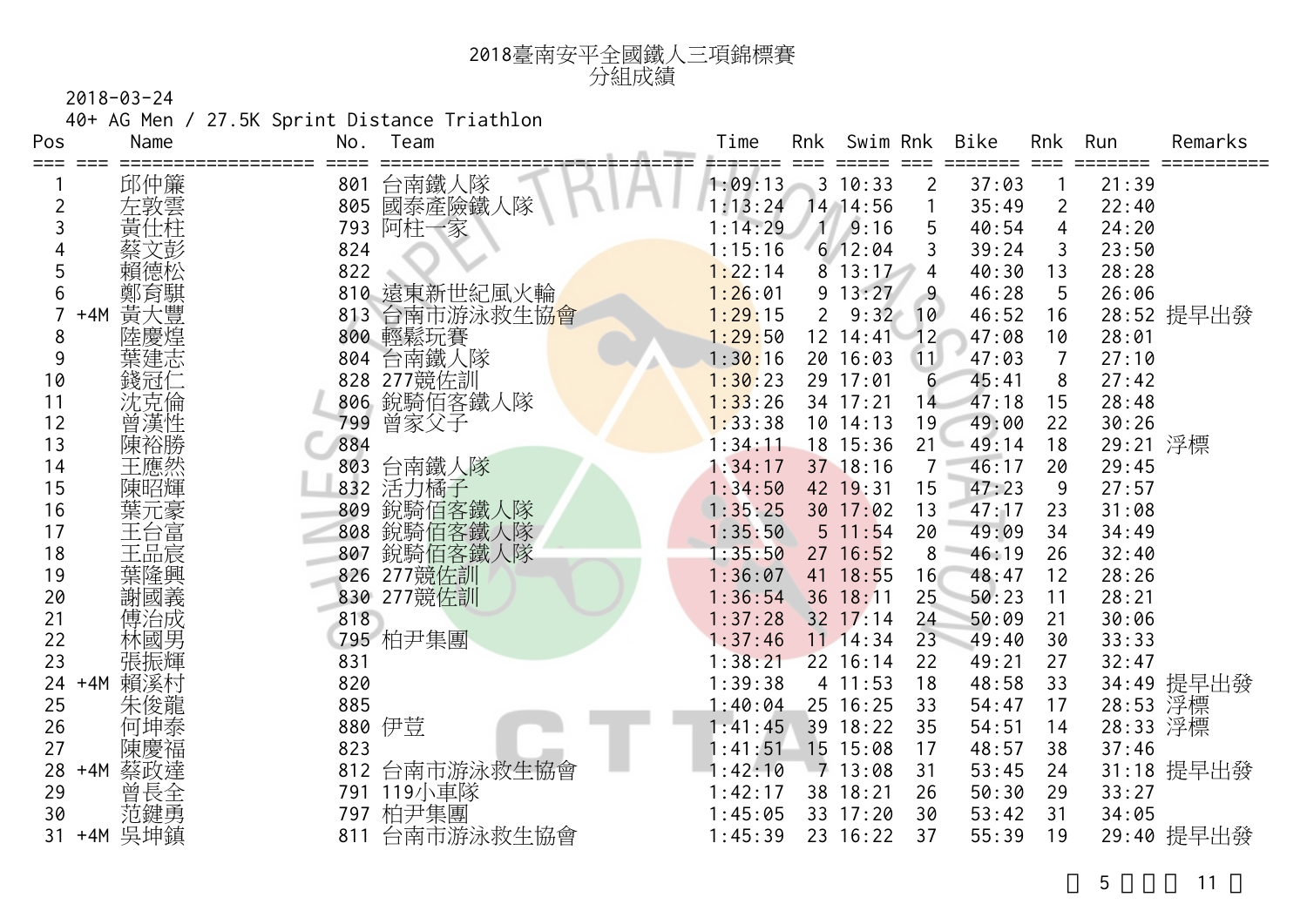# 2018臺南安平全國鐵人三項錦標賽
## 分組成績

2018-03-24

40+ AG Men / 27.5K Sprint Distance Triathlon

| Pos | | Name | No. | Team | Time | Rnk | Swim | Rnk | Bike | Rnk | Run | Remarks |
|---|---|---|---|---|---|---|---|---|---|---|---|---|
| 1 | | 邱仲簾 | 801 | 台南鐵人隊 | 1:09:13 | 3 | 10:33 | 2 | 37:03 | 1 | 21:39 | |
| 2 | | 左敦雲 | 805 | 國泰產險鐵人隊 | 1:13:24 | 14 | 14:56 | 1 | 35:49 | 2 | 22:40 | |
| 3 | | 黃仕柱 | 793 | 阿柱一家 | 1:14:29 | 1 | 9:16 | 5 | 40:54 | 4 | 24:20 | |
| 4 | | 蔡文彭 | 824 | | 1:15:16 | 6 | 12:04 | 3 | 39:24 | 3 | 23:50 | |
| 5 | | 賴德松 | 822 | | 1:22:14 | 8 | 13:17 | 4 | 40:30 | 13 | 28:28 | |
| 6 | | 鄭育騏 | 810 | 遠東新世紀風火輪 | 1:26:01 | 9 | 13:27 | 9 | 46:28 | 5 | 26:06 | |
| 7 | +4M | 黃大豐 | 813 | 台南市游泳救生協會 | 1:29:15 | 2 | 9:32 | 10 | 46:52 | 16 | 28:52 | 提早出發 |
| 8 | | 陸慶煌 | 800 | 輕鬆玩賽 | 1:29:50 | 12 | 14:41 | 12 | 47:08 | 10 | 28:01 | |
| 9 | | 葉建志 | 804 | 台南鐵人隊 | 1:30:16 | 20 | 16:03 | 11 | 47:03 | 7 | 27:10 | |
| 10 | | 錢冠仁 | 828 | 277競佐訓 | 1:30:23 | 29 | 17:01 | 6 | 45:41 | 8 | 27:42 | |
| 11 | | 沈克倫 | 806 | 銳騎佰客鐵人隊 | 1:33:26 | 34 | 17:21 | 14 | 47:18 | 15 | 28:48 | |
| 12 | | 曾漢性 | 799 | 曾家父子 | 1:33:38 | 10 | 14:13 | 19 | 49:00 | 22 | 30:26 | |
| 13 | | 陳裕勝 | 884 | | 1:34:11 | 18 | 15:36 | 21 | 49:14 | 18 | 29:21 | 浮標 |
| 14 | | 王應然 | 803 | 台南鐵人隊 | 1:34:17 | 37 | 18:16 | 7 | 46:17 | 20 | 29:45 | |
| 15 | | 陳昭輝 | 832 | 活力橘子 | 1:34:50 | 42 | 19:31 | 15 | 47:23 | 9 | 27:57 | |
| 16 | | 葉元豪 | 809 | 銳騎佰客鐵人隊 | 1:35:25 | 30 | 17:02 | 13 | 47:17 | 23 | 31:08 | |
| 17 | | 王台富 | 808 | 銳騎佰客鐵人隊 | 1:35:50 | 5 | 11:54 | 20 | 49:09 | 34 | 34:49 | |
| 18 | | 王品宸 | 807 | 銳騎佰客鐵人隊 | 1:35:50 | 27 | 16:52 | 8 | 46:19 | 26 | 32:40 | |
| 19 | | 葉隆興 | 826 | 277競佐訓 | 1:36:07 | 41 | 18:55 | 16 | 48:47 | 12 | 28:26 | |
| 20 | | 謝國義 | 830 | 277競佐訓 | 1:36:54 | 36 | 18:11 | 25 | 50:23 | 11 | 28:21 | |
| 21 | | 傅治成 | 818 | | 1:37:28 | 32 | 17:14 | 24 | 50:09 | 21 | 30:06 | |
| 22 | | 林國男 | 795 | 柏尹集團 | 1:37:46 | 11 | 14:34 | 23 | 49:40 | 30 | 33:33 | |
| 23 | | 張振輝 | 831 | | 1:38:21 | 22 | 16:14 | 22 | 49:21 | 27 | 32:47 | |
| 24 | +4M | 賴溪村 | 820 | | 1:39:38 | 4 | 11:53 | 18 | 48:58 | 33 | 34:49 | 提早出發 |
| 25 | | 朱俊龍 | 885 | | 1:40:04 | 25 | 16:25 | 33 | 54:47 | 17 | 28:53 | 浮標 |
| 26 | | 何坤泰 | 880 | 伊荳 | 1:41:45 | 39 | 18:22 | 35 | 54:51 | 14 | 28:33 | 浮標 |
| 27 | | 陳慶福 | 823 | | 1:41:51 | 15 | 15:08 | 17 | 48:57 | 38 | 37:46 | |
| 28 | +4M | 蔡政達 | 812 | 台南市游泳救生協會 | 1:42:10 | 7 | 13:08 | 31 | 53:45 | 24 | 31:18 | 提早出發 |
| 29 | | 曾長全 | 791 | 119小車隊 | 1:42:17 | 38 | 18:21 | 26 | 50:30 | 29 | 33:27 | |
| 30 | | 范鍵勇 | 797 | 柏尹集團 | 1:45:05 | 33 | 17:20 | 30 | 53:42 | 31 | 34:05 | |
| 31 | +4M | 吳坤鎮 | 811 | 台南市游泳救生協會 | 1:45:39 | 23 | 16:22 | 37 | 55:39 | 19 | 29:40 | 提早出發 |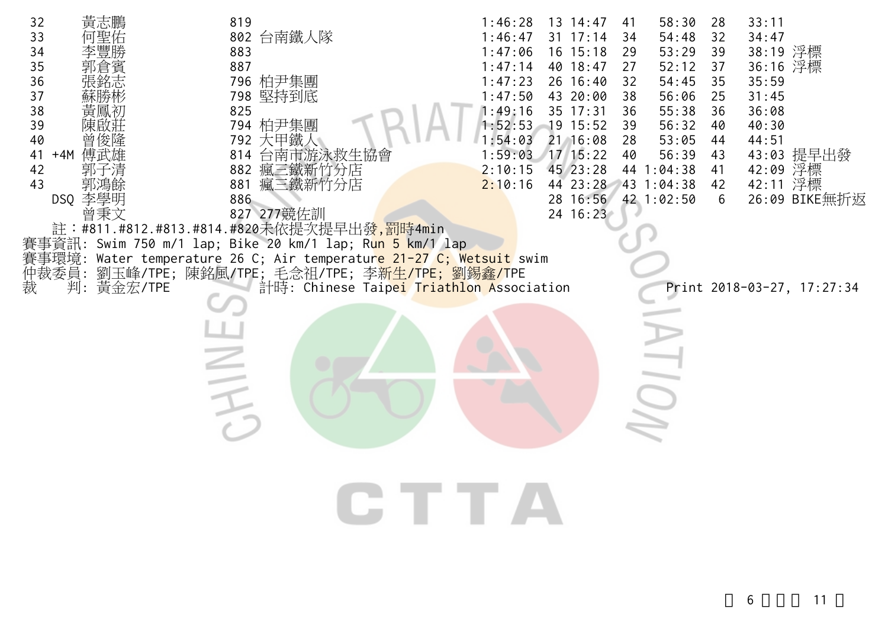| | | | | | | | | | | |
|---|---|---|---|---|---|---|---|---|---|---|
| 32 | 黃志鵬 | 819 | | 1:46:28 | 13 | 14:47 | 41 | 58:30 | 28 | 33:11 |
| 33 | 何聖佑 | 802 | 台南鐵人隊 | 1:46:47 | 31 | 17:14 | 34 | 54:48 | 32 | 34:47 |
| 34 | 李豐勝 | 883 | | 1:47:06 | 16 | 15:18 | 29 | 53:29 | 39 | 38:19 浮標 |
| 35 | 郭倉賓 | 887 | | 1:47:14 | 40 | 18:47 | 27 | 52:12 | 37 | 36:16 浮標 |
| 36 | 張銘志 | 796 | 柏尹集團 | 1:47:23 | 26 | 16:40 | 32 | 54:45 | 35 | 35:59 |
| 37 | 蘇勝彬 | 798 | 堅持到底 | 1:47:50 | 43 | 20:00 | 38 | 56:06 | 25 | 31:45 |
| 38 | 黃鳳初 | 825 | | 1:49:16 | 35 | 17:31 | 36 | 55:38 | 36 | 36:08 |
| 39 | 陳啟莊 | 794 | 柏尹集團 | 1:52:53 | 19 | 15:52 | 39 | 56:32 | 40 | 40:30 |
| 40 | 曾俊隆 | 792 | 大甲鐵人 | 1:54:03 | 21 | 16:08 | 28 | 53:05 | 44 | 44:51 |
| 41 +4M | 傅武雄 | 814 | 台南市游泳救生協會 | 1:59:03 | 17 | 15:22 | 40 | 56:39 | 43 | 43:03 提早出發 |
| 42 | 郭子清 | 882 | 瘋三鐵新竹分店 | 2:10:15 | 45 | 23:28 | 44 | 1:04:38 | 41 | 42:09 浮標 |
| 43 | 郭鴻餘 | 881 | 瘋三鐵新竹分店 | 2:10:16 | 44 | 23:28 | 43 | 1:04:38 | 42 | 42:11 浮標 |
| DSQ | 李學明 | 886 | | | 28 | 16:56 | 42 | 1:02:50 | 6 | 26:09 BIKE無折返 |
| | 曾秉文 | 827 | 277競佐訓 | | 24 | 16:23 | | | | |

註：#811.#812.#813.#814.#820未依提次提早出發,罰時4min

賽事資訊: Swim 750 m/1 lap; Bike 20 km/1 lap; Run 5 km/1 lap

賽事環境: Water temperature 26 C; Air temperature 21-27 C; Wetsuit swim

仲裁委員: 劉玉峰/TPE; 陳銘風/TPE; 毛念祖/TPE; 李新生/TPE; 劉錫鑫/TPE

裁　　判: 黃金宏/TPE　　計時: Chinese Taipei Triathlon Association　　Print 2018-03-27, 17:27:34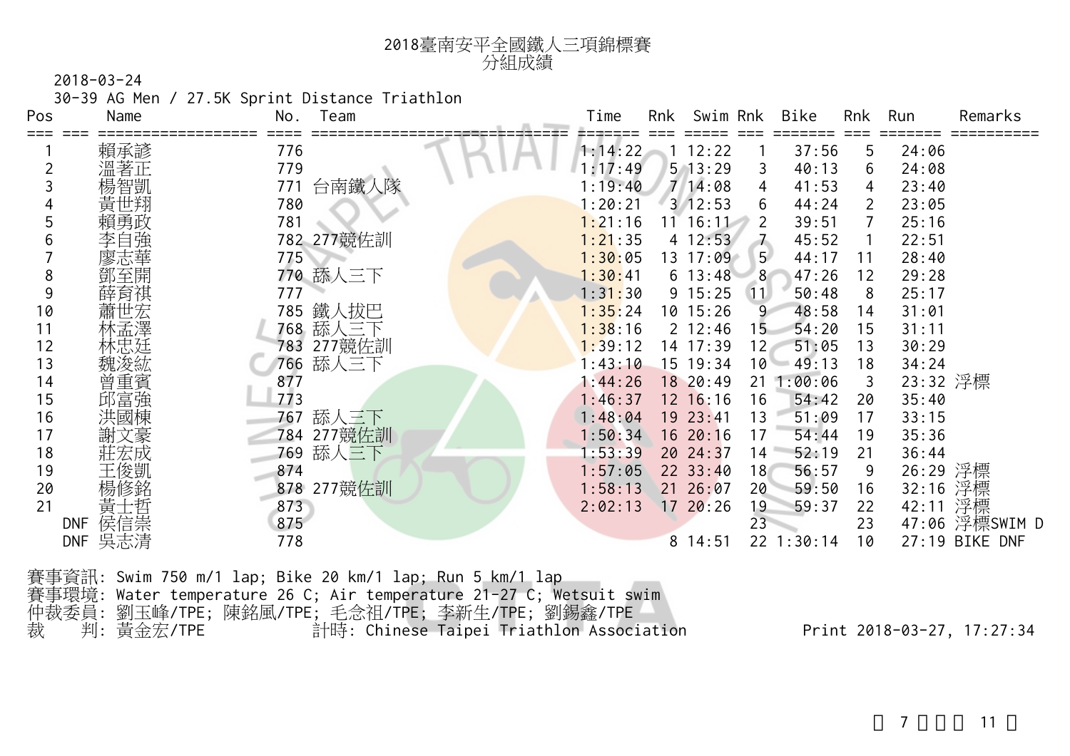# 2018臺南安平全國鐵人三項錦標賽
## 分組成績

2018-03-24

30-39 AG Men / 27.5K Sprint Distance Triathlon

| Pos | | Name | No. | Team | Time | Rnk | Swim | Rnk | Bike | Rnk | Run | Remarks |
|---|---|---|---|---|---|---|---|---|---|---|---|---|
| 1 | | 賴承諺 | 776 | | 1:14:22 | 1 | 12:22 | 1 | 37:56 | 5 | 24:06 | |
| 2 | | 溫著正 | 779 | | 1:17:49 | 5 | 13:29 | 3 | 40:13 | 6 | 24:08 | |
| 3 | | 楊智凱 | 771 | 台南鐵人隊 | 1:19:40 | 7 | 14:08 | 4 | 41:53 | 4 | 23:40 | |
| 4 | | 黃世翔 | 780 | | 1:20:21 | 3 | 12:53 | 6 | 44:24 | 2 | 23:05 | |
| 5 | | 賴勇政 | 781 | | 1:21:16 | 11 | 16:11 | 2 | 39:51 | 7 | 25:16 | |
| 6 | | 李自強 | 782 | 277競佐訓 | 1:21:35 | 4 | 12:53 | 7 | 45:52 | 1 | 22:51 | |
| 7 | | 廖志華 | 775 | | 1:30:05 | 13 | 17:09 | 5 | 44:17 | 11 | 28:40 | |
| 8 | | 鄧至開 | 770 | 舔人三下 | 1:30:41 | 6 | 13:48 | 8 | 47:26 | 12 | 29:28 | |
| 9 | | 薛育祺 | 777 | | 1:31:30 | 9 | 15:25 | 11 | 50:48 | 8 | 25:17 | |
| 10 | | 蕭世宏 | 785 | 鐵人拔巴 | 1:35:24 | 10 | 15:26 | 9 | 48:58 | 14 | 31:01 | |
| 11 | | 林孟澤 | 768 | 舔人三下 | 1:38:16 | 2 | 12:46 | 15 | 54:20 | 15 | 31:11 | |
| 12 | | 林忠廷 | 783 | 277競佐訓 | 1:39:12 | 14 | 17:39 | 12 | 51:05 | 13 | 30:29 | |
| 13 | | 魏浚紘 | 766 | 舔人三下 | 1:43:10 | 15 | 19:34 | 10 | 49:13 | 18 | 34:24 | |
| 14 | | 曾重賓 | 877 | | 1:44:26 | 18 | 20:49 | 21 | 1:00:06 | 3 | 23:32 | 浮標 |
| 15 | | 邱富強 | 773 | | 1:46:37 | 12 | 16:16 | 16 | 54:42 | 20 | 35:40 | |
| 16 | | 洪國棟 | 767 | 舔人三下 | 1:48:04 | 19 | 23:41 | 13 | 51:09 | 17 | 33:15 | |
| 17 | | 謝文豪 | 784 | 277競佐訓 | 1:50:34 | 16 | 20:16 | 17 | 54:44 | 19 | 35:36 | |
| 18 | | 莊宏成 | 769 | 舔人三下 | 1:53:39 | 20 | 24:37 | 14 | 52:19 | 21 | 36:44 | |
| 19 | | 王俊凱 | 874 | | 1:57:05 | 22 | 33:40 | 18 | 56:57 | 9 | 26:29 | 浮標 |
| 20 | | 楊修銘 | 878 | 277競佐訓 | 1:58:13 | 21 | 26:07 | 20 | 59:50 | 16 | 32:16 | 浮標 |
| 21 | | 黃士哲 | 873 | | 2:02:13 | 17 | 20:26 | 19 | 59:37 | 22 | 42:11 | 浮標 |
| | DNF | 侯信崇 | 875 | | | | | 23 | | 23 | 47:06 | 浮標SWIM D |
| | DNF | 吳志清 | 778 | | | 8 | 14:51 | 22 | 1:30:14 | 10 | 27:19 | BIKE DNF |

賽事資訊: Swim 750 m/1 lap; Bike 20 km/1 lap; Run 5 km/1 lap

賽事環境: Water temperature 26 C; Air temperature 21-27 C; Wetsuit swim

仲裁委員: 劉玉峰/TPE; 陳銘風/TPE; 毛念祖/TPE; 李新生/TPE; 劉錫鑫/TPE

裁　判: 黃金宏/TPE　　計時: Chinese Taipei Triathlon Association

Print 2018-03-27, 17:27:34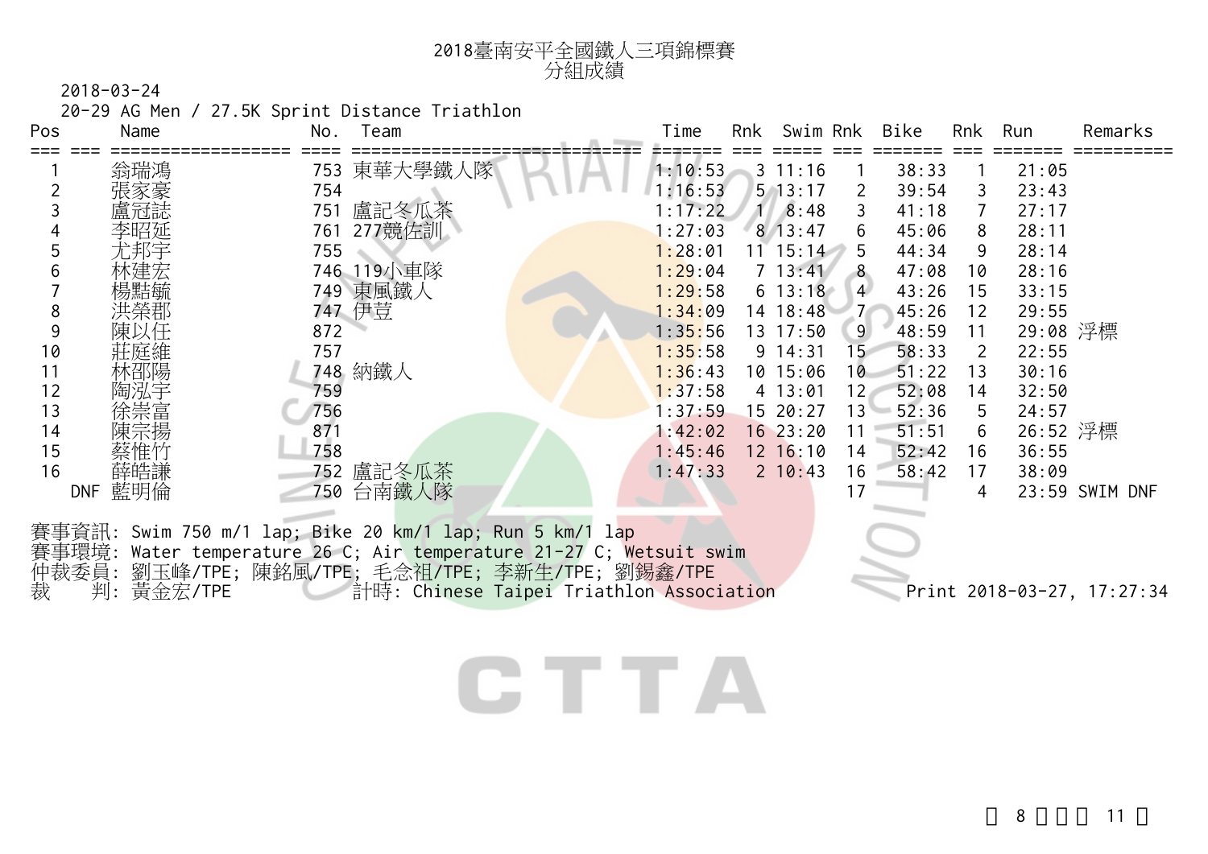# 2018臺南安平全國鐵人三項錦標賽

分組成績

2018-03-24

20-29 AG Men / 27.5K Sprint Distance Triathlon

| Pos | | Name | No. | Team | Time | Rnk | Swim | Rnk | Bike | Rnk | Run | Remarks |
|---|---|---|---|---|---|---|---|---|---|---|---|---|
| 1 | | 翁瑞鴻 | 753 | 東華大學鐵人隊 | 1:10:53 | 3 | 11:16 | 1 | 38:33 | 1 | 21:05 | |
| 2 | | 張家豪 | 754 | | 1:16:53 | 5 | 13:17 | 2 | 39:54 | 3 | 23:43 | |
| 3 | | 盧冠誌 | 751 | 盧記冬瓜茶 | 1:17:22 | 1 | 8:48 | 3 | 41:18 | 7 | 27:17 | |
| 4 | | 李昭延 | 761 | 277競佐訓 | 1:27:03 | 8 | 13:47 | 6 | 45:06 | 8 | 28:11 | |
| 5 | | 尤邦宇 | 755 | | 1:28:01 | 11 | 15:14 | 5 | 44:34 | 9 | 28:14 | |
| 6 | | 林建宏 | 746 | 119小車隊 | 1:29:04 | 7 | 13:41 | 8 | 47:08 | 10 | 28:16 | |
| 7 | | 楊黠毓 | 749 | 東風鐵人 | 1:29:58 | 6 | 13:18 | 4 | 43:26 | 15 | 33:15 | |
| 8 | | 洪榮郡 | 747 | 伊荳 | 1:34:09 | 14 | 18:48 | 7 | 45:26 | 12 | 29:55 | |
| 9 | | 陳以任 | 872 | | 1:35:56 | 13 | 17:50 | 9 | 48:59 | 11 | 29:08 | 浮標 |
| 10 | | 莊庭維 | 757 | | 1:35:58 | 9 | 14:31 | 15 | 58:33 | 2 | 22:55 | |
| 11 | | 林邵陽 | 748 | 納鐵人 | 1:36:43 | 10 | 15:06 | 10 | 51:22 | 13 | 30:16 | |
| 12 | | 陶泓宇 | 759 | | 1:37:58 | 4 | 13:01 | 12 | 52:08 | 14 | 32:50 | |
| 13 | | 徐崇富 | 756 | | 1:37:59 | 15 | 20:27 | 13 | 52:36 | 5 | 24:57 | |
| 14 | | 陳宗揚 | 871 | | 1:42:02 | 16 | 23:20 | 11 | 51:51 | 6 | 26:52 | 浮標 |
| 15 | | 蔡惟竹 | 758 | | 1:45:46 | 12 | 16:10 | 14 | 52:42 | 16 | 36:55 | |
| 16 | | 薛皓謙 | 752 | 盧記冬瓜茶 | 1:47:33 | 2 | 10:43 | 16 | 58:42 | 17 | 38:09 | |
| | DNF | 藍明倫 | 750 | 台南鐵人隊 | | | | 17 | | 4 | 23:59 | SWIM DNF |

賽事資訊: Swim 750 m/1 lap; Bike 20 km/1 lap; Run 5 km/1 lap

賽事環境: Water temperature 26 C; Air temperature 21-27 C; Wetsuit swim

仲裁委員: 劉玉峰/TPE; 陳銘風/TPE; 毛念祖/TPE; 李新生/TPE; 劉錫鑫/TPE

裁　　判: 黃金宏/TPE　　計時: Chinese Taipei Triathlon Association

Print 2018-03-27, 17:27:34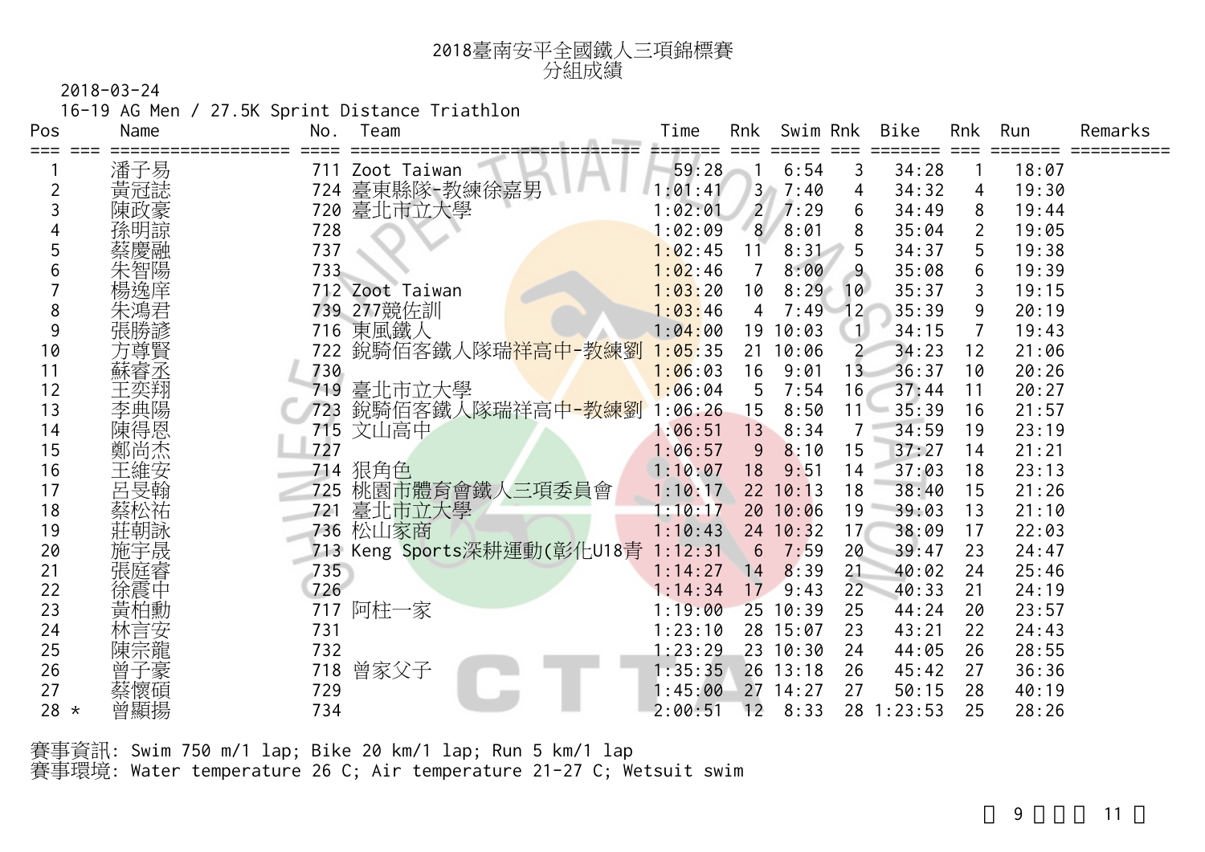# 2018臺南安平全國鐵人三項錦標賽
## 分組成績

2018-03-24

16-19 AG Men / 27.5K Sprint Distance Triathlon

| Pos | | Name | No. | Team | Time | Rnk | Swim | Rnk | Bike | Rnk | Run | Remarks |
|---|---|---|---|---|---|---|---|---|---|---|---|---|
| 1 | | 潘子易 | 711 | Zoot Taiwan | 59:28 | 1 | 6:54 | 3 | 34:28 | 1 | 18:07 | |
| 2 | | 黃冠誌 | 724 | 臺東縣隊-教練徐嘉男 | 1:01:41 | 3 | 7:40 | 4 | 34:32 | 4 | 19:30 | |
| 3 | | 陳政豪 | 720 | 臺北市立大學 | 1:02:01 | 2 | 7:29 | 6 | 34:49 | 8 | 19:44 | |
| 4 | | 孫明諒 | 728 | | 1:02:09 | 8 | 8:01 | 8 | 35:04 | 2 | 19:05 | |
| 5 | | 蔡慶融 | 737 | | 1:02:45 | 11 | 8:31 | 5 | 34:37 | 5 | 19:38 | |
| 6 | | 朱智陽 | 733 | | 1:02:46 | 7 | 8:00 | 9 | 35:08 | 6 | 19:39 | |
| 7 | | 楊逸庠 | 712 | Zoot Taiwan | 1:03:20 | 10 | 8:29 | 10 | 35:37 | 3 | 19:15 | |
| 8 | | 朱鴻君 | 739 | 277競佐訓 | 1:03:46 | 4 | 7:49 | 12 | 35:39 | 9 | 20:19 | |
| 9 | | 張勝諺 | 716 | 東風鐵人 | 1:04:00 | 19 | 10:03 | 1 | 34:15 | 7 | 19:43 | |
| 10 | | 方尊賢 | 722 | 銳騎佰客鐵人隊瑞祥高中-教練劉 | 1:05:35 | 21 | 10:06 | 2 | 34:23 | 12 | 21:06 | |
| 11 | | 蘇睿丞 | 730 | | 1:06:03 | 16 | 9:01 | 13 | 36:37 | 10 | 20:26 | |
| 12 | | 王奕翔 | 719 | 臺北市立大學 | 1:06:04 | 5 | 7:54 | 16 | 37:44 | 11 | 20:27 | |
| 13 | | 李典陽 | 723 | 銳騎佰客鐵人隊瑞祥高中-教練劉 | 1:06:26 | 15 | 8:50 | 11 | 35:39 | 16 | 21:57 | |
| 14 | | 陳得恩 | 715 | 文山高中 | 1:06:51 | 13 | 8:34 | 7 | 34:59 | 19 | 23:19 | |
| 15 | | 鄭尚杰 | 727 | | 1:06:57 | 9 | 8:10 | 15 | 37:27 | 14 | 21:21 | |
| 16 | | 王維安 | 714 | 狠角色 | 1:10:07 | 18 | 9:51 | 14 | 37:03 | 18 | 23:13 | |
| 17 | | 呂旻翰 | 725 | 桃園市體育會鐵人三項委員會 | 1:10:17 | 22 | 10:13 | 18 | 38:40 | 15 | 21:26 | |
| 18 | | 蔡松祐 | 721 | 臺北市立大學 | 1:10:17 | 20 | 10:06 | 19 | 39:03 | 13 | 21:10 | |
| 19 | | 莊朝詠 | 736 | 松山家商 | 1:10:43 | 24 | 10:32 | 17 | 38:09 | 17 | 22:03 | |
| 20 | | 施宇晟 | 713 | Keng Sports深耕運動(彰化U18青 | 1:12:31 | 6 | 7:59 | 20 | 39:47 | 23 | 24:47 | |
| 21 | | 張庭睿 | 735 | | 1:14:27 | 14 | 8:39 | 21 | 40:02 | 24 | 25:46 | |
| 22 | | 徐震中 | 726 | | 1:14:34 | 17 | 9:43 | 22 | 40:33 | 21 | 24:19 | |
| 23 | | 黃柏勳 | 717 | 阿柱一家 | 1:19:00 | 25 | 10:39 | 25 | 44:24 | 20 | 23:57 | |
| 24 | | 林言安 | 731 | | 1:23:10 | 28 | 15:07 | 23 | 43:21 | 22 | 24:43 | |
| 25 | | 陳宗龍 | 732 | | 1:23:29 | 23 | 10:30 | 24 | 44:05 | 26 | 28:55 | |
| 26 | | 曾子豪 | 718 | 曾家父子 | 1:35:35 | 26 | 13:18 | 26 | 45:42 | 27 | 36:36 | |
| 27 | | 蔡懷碩 | 729 | | 1:45:00 | 27 | 14:27 | 27 | 50:15 | 28 | 40:19 | |
| 28 | * | 曾顯揚 | 734 | | 2:00:51 | 12 | 8:33 | 28 | 1:23:53 | 25 | 28:26 | |

賽事資訊: Swim 750 m/1 lap; Bike 20 km/1 lap; Run 5 km/1 lap

賽事環境: Water temperature 26 C; Air temperature 21-27 C; Wetsuit swim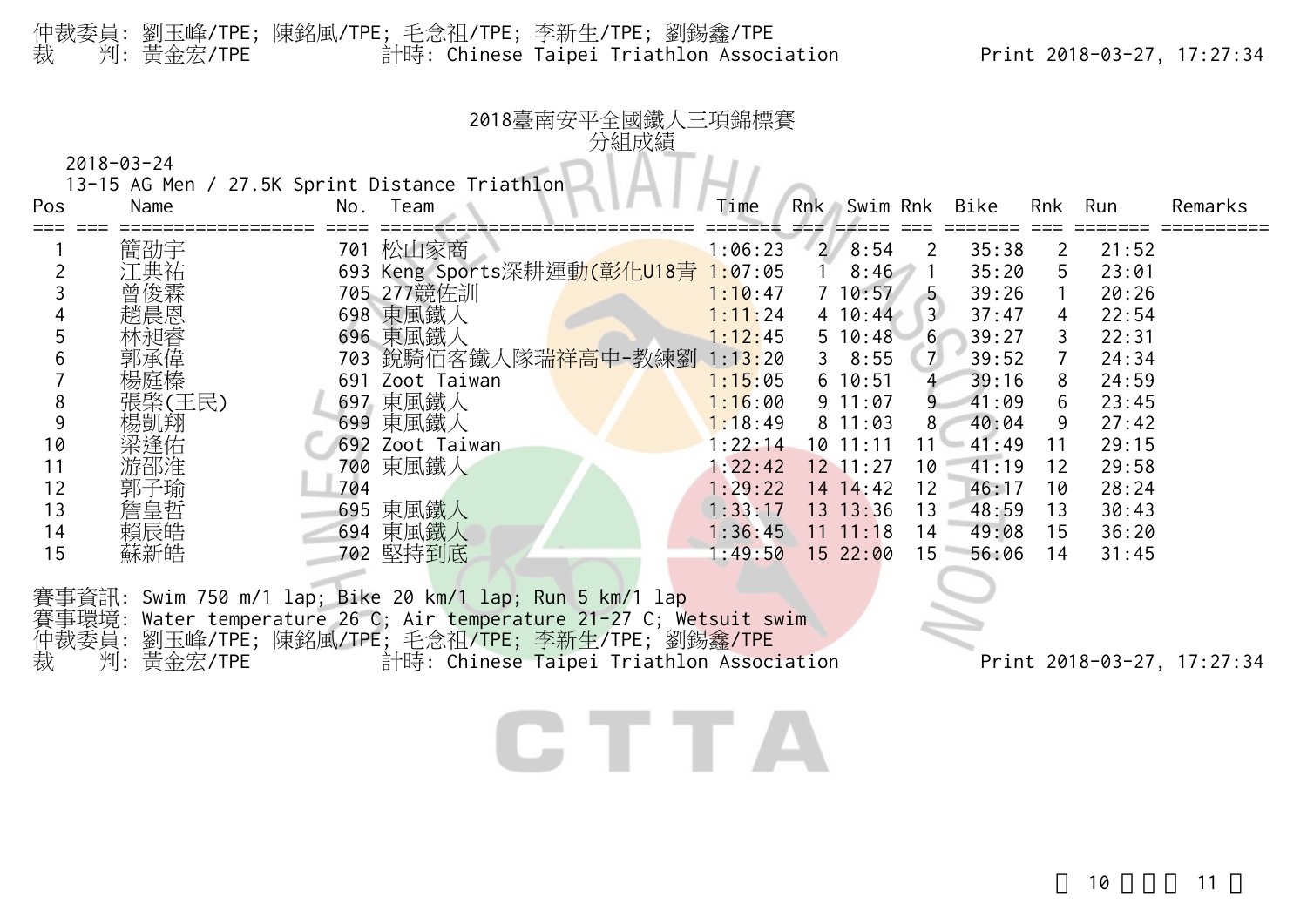仲裁委員: 劉玉峰/TPE; 陳銘風/TPE; 毛念祖/TPE; 李新生/TPE; 劉錫鑫/TPE
裁　　判: 黃金宏/TPE　　　計時: Chinese Taipei Triathlon Association　　　Print 2018-03-27, 17:27:34

# 2018臺南安平全國鐵人三項錦標賽

## 分組成績

2018-03-24

13-15 AG Men / 27.5K Sprint Distance Triathlon

| Pos | | Name | No. | Team | Time | Rnk | Swim | Rnk | Bike | Rnk | Run | Remarks |
|---|---|---|---|---|---|---|---|---|---|---|---|---|
| 1 | | 簡劭宇 | 701 | 松山家商 | 1:06:23 | 2 | 8:54 | 2 | 35:38 | 2 | 21:52 | |
| 2 | | 江典祐 | 693 | Keng Sports深耕運動(彰化U18青 | 1:07:05 | 1 | 8:46 | 1 | 35:20 | 5 | 23:01 | |
| 3 | | 曾俊霖 | 705 | 277競佐訓 | 1:10:47 | 7 | 10:57 | 5 | 39:26 | 1 | 20:26 | |
| 4 | | 趙晨恩 | 698 | 東風鐵人 | 1:11:24 | 4 | 10:44 | 3 | 37:47 | 4 | 22:54 | |
| 5 | | 林昶睿 | 696 | 東風鐵人 | 1:12:45 | 5 | 10:48 | 6 | 39:27 | 3 | 22:31 | |
| 6 | | 郭承偉 | 703 | 銳騎佰客鐵人隊瑞祥高中-教練劉 | 1:13:20 | 3 | 8:55 | 7 | 39:52 | 7 | 24:34 | |
| 7 | | 楊庭榛 | 691 | Zoot Taiwan | 1:15:05 | 6 | 10:51 | 4 | 39:16 | 8 | 24:59 | |
| 8 | | 張棨(王民) | 697 | 東風鐵人 | 1:16:00 | 9 | 11:07 | 9 | 41:09 | 6 | 23:45 | |
| 9 | | 楊凱翔 | 699 | 東風鐵人 | 1:18:49 | 8 | 11:03 | 8 | 40:04 | 9 | 27:42 | |
| 10 | | 梁逢佑 | 692 | Zoot Taiwan | 1:22:14 | 10 | 11:11 | 11 | 41:49 | 11 | 29:15 | |
| 11 | | 游邵淮 | 700 | 東風鐵人 | 1:22:42 | 12 | 11:27 | 10 | 41:19 | 12 | 29:58 | |
| 12 | | 郭子瑜 | 704 | | 1:29:22 | 14 | 14:42 | 12 | 46:17 | 10 | 28:24 | |
| 13 | | 詹皇哲 | 695 | 東風鐵人 | 1:33:17 | 13 | 13:36 | 13 | 48:59 | 13 | 30:43 | |
| 14 | | 賴辰皓 | 694 | 東風鐵人 | 1:36:45 | 11 | 11:18 | 14 | 49:08 | 15 | 36:20 | |
| 15 | | 蘇新皓 | 702 | 堅持到底 | 1:49:50 | 15 | 22:00 | 15 | 56:06 | 14 | 31:45 | |

賽事資訊: Swim 750 m/1 lap; Bike 20 km/1 lap; Run 5 km/1 lap

賽事環境: Water temperature 26 C; Air temperature 21-27 C; Wetsuit swim

仲裁委員: 劉玉峰/TPE; 陳銘風/TPE; 毛念祖/TPE; 李新生/TPE; 劉錫鑫/TPE

裁　　判: 黃金宏/TPE　　　計時: Chinese Taipei Triathlon Association　　　Print 2018-03-27, 17:27:34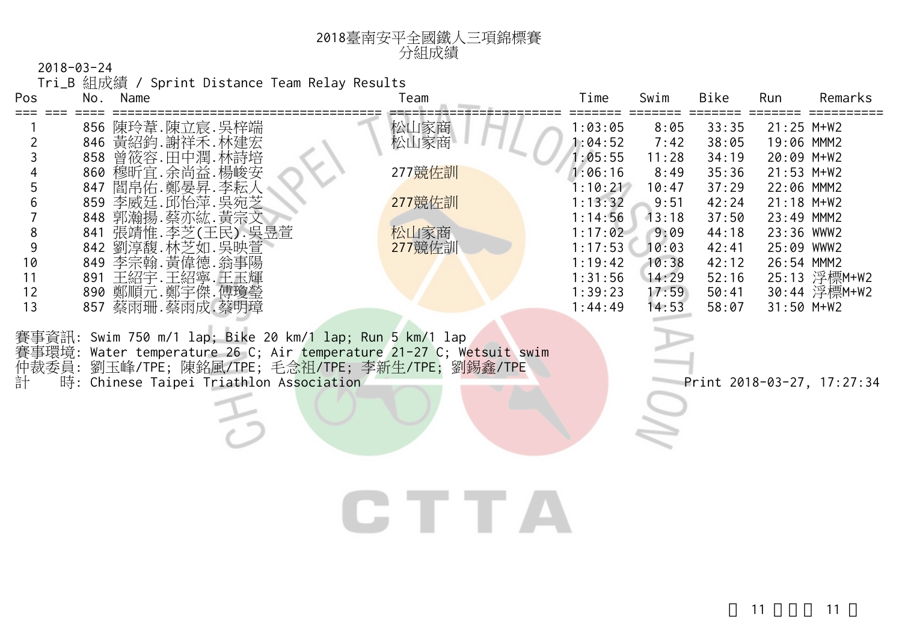# 2018臺南安平全國鐵人三項錦標賽
## 分組成績

2018-03-24

Tri_B 組成績 / Sprint Distance Team Relay Results

| Pos | No. | Name | Team | Time | Swim | Bike | Run | Remarks |
|---|---|---|---|---|---|---|---|---|
| 1 | 856 | 陳玲葦.陳立宸.吳梓端 | 松山家商 | 1:03:05 | 8:05 | 33:35 | 21:25 | M+W2 |
| 2 | 846 | 黃紹鈞.謝祥禾.林建宏 | 松山家商 | 1:04:52 | 7:42 | 38:05 | 19:06 | MMM2 |
| 3 | 858 | 曾筱容.田中潤.林詩培 | | 1:05:55 | 11:28 | 34:19 | 20:09 | M+W2 |
| 4 | 860 | 穆昕宜.余尚益.楊峻安 | 277競佐訓 | 1:06:16 | 8:49 | 35:36 | 21:53 | M+W2 |
| 5 | 847 | 閻帛佑.鄭晏昇.李紜人 | | 1:10:21 | 10:47 | 37:29 | 22:06 | MMM2 |
| 6 | 859 | 李威廷.邱怡萍.吳宛芝 | 277競佐訓 | 1:13:32 | 9:51 | 42:24 | 21:18 | M+W2 |
| 7 | 848 | 郭瀚揚.蔡亦紘.黃宗文 | | 1:14:56 | 13:18 | 37:50 | 23:49 | MMM2 |
| 8 | 841 | 張靖惟.李芝(王民).吳昱萱 | 松山家商 | 1:17:02 | 9:09 | 44:18 | 23:36 | WWW2 |
| 9 | 842 | 劉淳馥.林芝如.吳映萱 | 277競佐訓 | 1:17:53 | 10:03 | 42:41 | 25:09 | WWW2 |
| 10 | 849 | 李宗翰.黃偉德.翁事陽 | | 1:19:42 | 10:38 | 42:12 | 26:54 | MMM2 |
| 11 | 891 | 王紹宇.王紹寧.王玉輝 | | 1:31:56 | 14:29 | 52:16 | 25:13 | 浮標M+W2 |
| 12 | 890 | 鄭順元.鄭宇傑.傅瓊瑩 | | 1:39:23 | 17:59 | 50:41 | 30:44 | 浮標M+W2 |
| 13 | 857 | 蔡雨珊.蔡雨成.蔡明璋 | | 1:44:49 | 14:53 | 58:07 | 31:50 | M+W2 |

賽事資訊: Swim 750 m/1 lap; Bike 20 km/1 lap; Run 5 km/1 lap

賽事環境: Water temperature 26 C; Air temperature 21-27 C; Wetsuit swim

仲裁委員: 劉玉峰/TPE; 陳銘風/TPE; 毛念祖/TPE; 李新生/TPE; 劉錫鑫/TPE

計　　時: Chinese Taipei Triathlon Association

Print 2018-03-27, 17:27:34